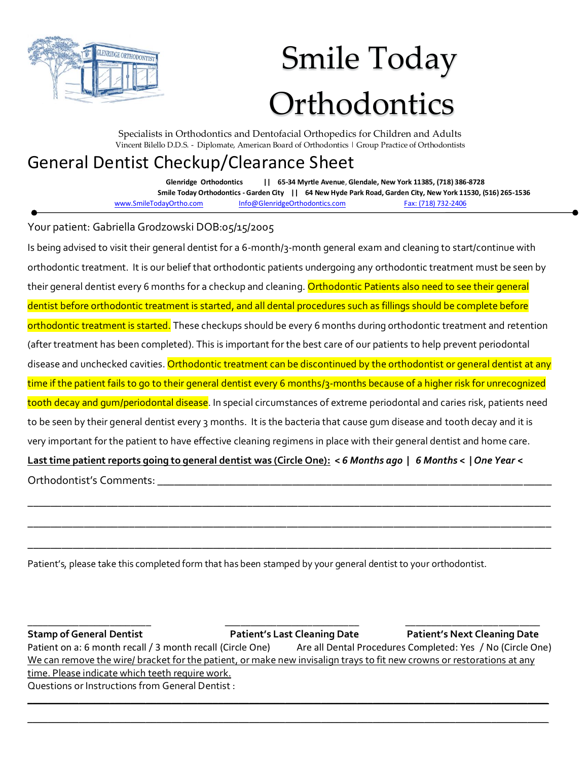# Smile Today Orthodontics

Specialists in Orthodontics and Dentofacial Orthopedics for Children and Adults
Vincent Bilello D.D.S. - Diplomate, American Board of Orthodontics | Group Practice of Orthodontists

## General Dentist Checkup/Clearance Sheet

**Glenridge Orthodontics || 65-34 Myrtle Avenue, Glendale, New York 11385, (718) 386-8728**
**Smile Today Orthodontics - Garden City || 64 New Hyde Park Road, Garden City, New York 11530, (516) 265-1536**
www.SmileTodayOrtho.com   Info@GlenridgeOrthodontics.com   Fax: (718) 732-2406

Your patient: Gabriella Grodzowski DOB:05/15/2005

Is being advised to visit their general dentist for a 6-month/3-month general exam and cleaning to start/continue with orthodontic treatment. It is our belief that orthodontic patients undergoing any orthodontic treatment must be seen by their general dentist every 6 months for a checkup and cleaning. Orthodontic Patients also need to see their general dentist before orthodontic treatment is started, and all dental procedures such as fillings should be complete before orthodontic treatment is started. These checkups should be every 6 months during orthodontic treatment and retention (after treatment has been completed). This is important for the best care of our patients to help prevent periodontal disease and unchecked cavities. Orthodontic treatment can be discontinued by the orthodontist or general dentist at any time if the patient fails to go to their general dentist every 6 months/3-months because of a higher risk for unrecognized tooth decay and gum/periodontal disease. In special circumstances of extreme periodontal and caries risk, patients need to be seen by their general dentist every 3 months. It is the bacteria that cause gum disease and tooth decay and it is very important for the patient to have effective cleaning regimens in place with their general dentist and home care.

**Last time patient reports going to general dentist was (Circle One):** ***< 6 Months ago | 6 Months < | One Year <***

Orthodontist's Comments: ____________________________________________

____________________________________________

____________________________________________

____________________________________________

Patient's, please take this completed form that has been stamped by your general dentist to your orthodontist.

| ____________________ | ____________________ | ____________________ |
|---|---|---|
| **Stamp of General Dentist** | **Patient's Last Cleaning Date** | **Patient's Next Cleaning Date** |

Patient on a: 6 month recall / 3 month recall (Circle One)   Are all Dental Procedures Completed: Yes / No (Circle One)

We can remove the wire/ bracket for the patient, or make new invisalign trays to fit new crowns or restorations at any time. Please indicate which teeth require work.

Questions or Instructions from General Dentist :

____________________________________________

____________________________________________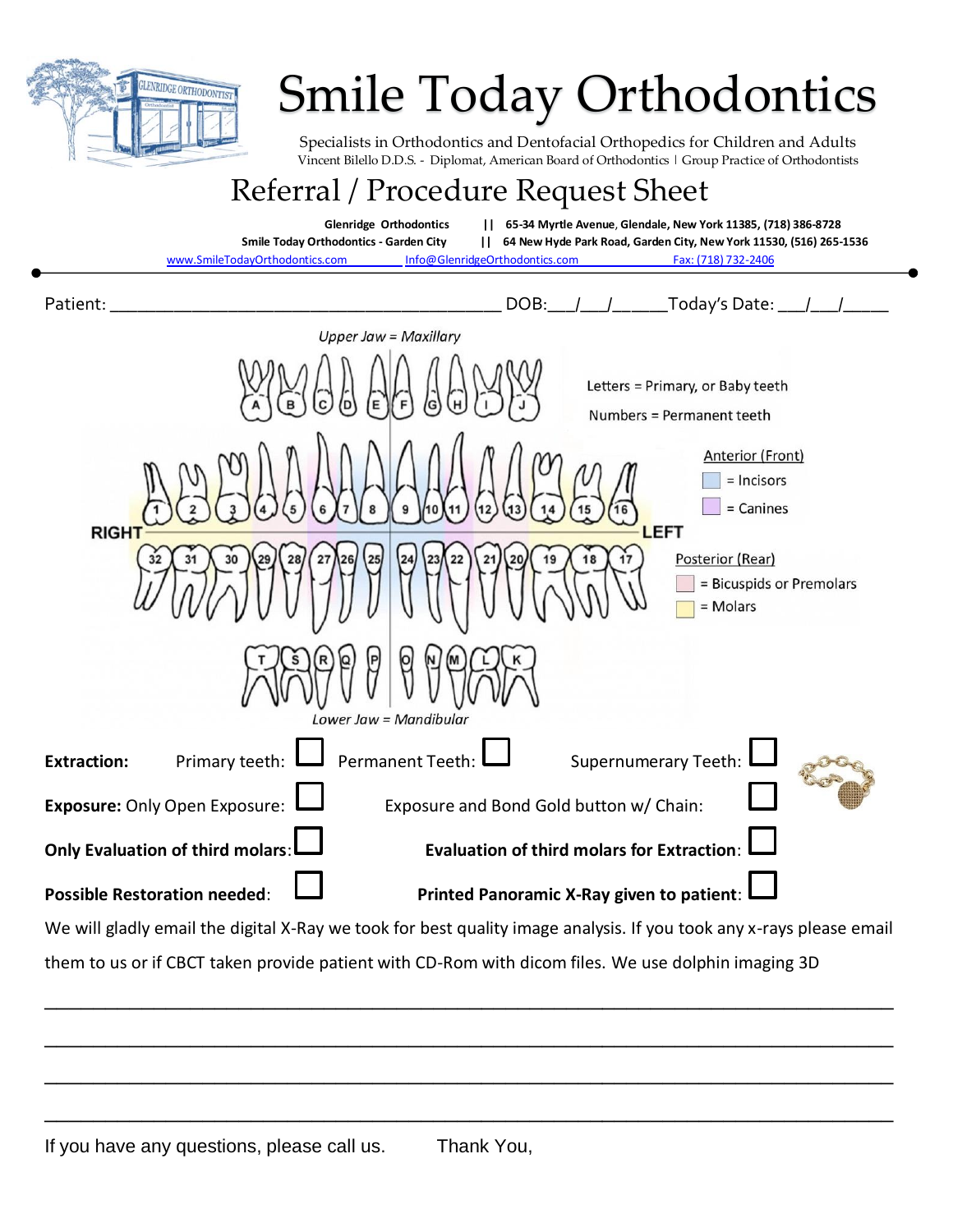# Smile Today Orthodontics

Specialists in Orthodontics and Dentofacial Orthopedics for Children and Adults

Vincent Bilello D.D.S. - Diplomat, American Board of Orthodontics | Group Practice of Orthodontists

## Referral / Procedure Request Sheet

**Glenridge Orthodontics** || **65-34 Myrtle Avenue, Glendale, New York 11385, (718) 386-8728**

**Smile Today Orthodontics - Garden City** || **64 New Hyde Park Road, Garden City, New York 11530, (516) 265-1536**

www.SmileTodayOrthodontics.com Info@GlenridgeOrthodontics.com Fax: (718) 732-2406

Patient: ____________________________________________ DOB:___/___/_____Today's Date: ___/___/_____

*Upper Jaw = Maxillary*

A B C D E F G H I J

Letters = Primary, or Baby teeth

Numbers = Permanent teeth

1 2 3 4 5 6 7 8 9 10 11 12 13 14 15 16

Anterior (Front)

= Incisors

= Canines

RIGHT LEFT

32 31 30 29 28 27 26 25 24 23 22 21 20 19 18 17

Posterior (Rear)

= Bicuspids or Premolars

= Molars

T S R Q P O N M L K

*Lower Jaw = Mandibular*

**Extraction:** Primary teeth: ☐ Permanent Teeth: ☐ Supernumerary Teeth: ☐

**Exposure:** Only Open Exposure: ☐ Exposure and Bond Gold button w/ Chain: ☐

**Only Evaluation of third molars**: ☐ **Evaluation of third molars for Extraction**: ☐

**Possible Restoration needed**: ☐ **Printed Panoramic X-Ray given to patient**: ☐

We will gladly email the digital X-Ray we took for best quality image analysis. If you took any x-rays please email them to us or if CBCT taken provide patient with CD-Rom with dicom files. We use dolphin imaging 3D

______________________________________________________________________________

______________________________________________________________________________

______________________________________________________________________________

______________________________________________________________________________

If you have any questions, please call us. Thank You,